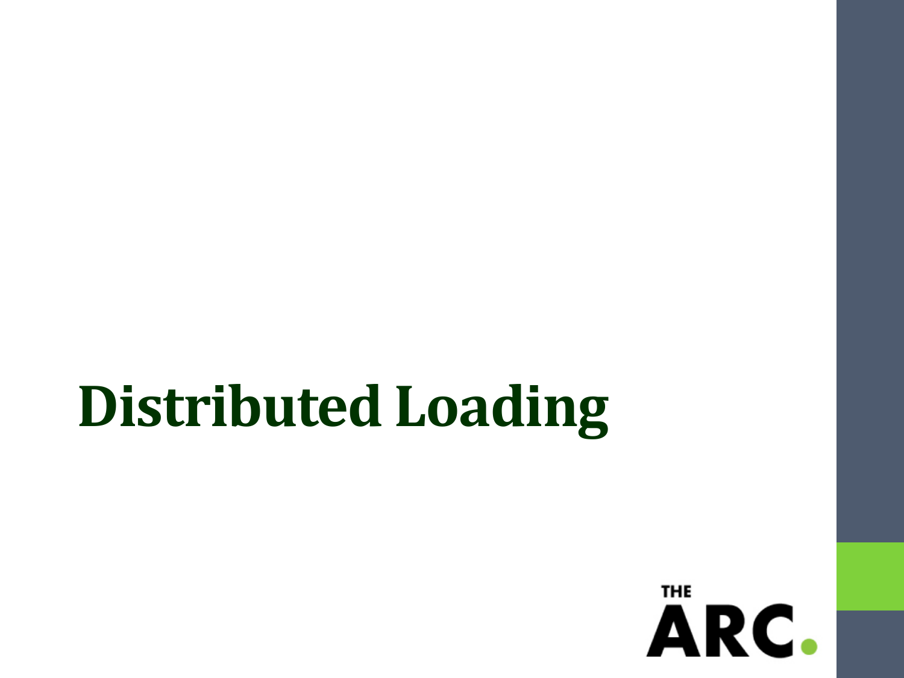# Distributed Loading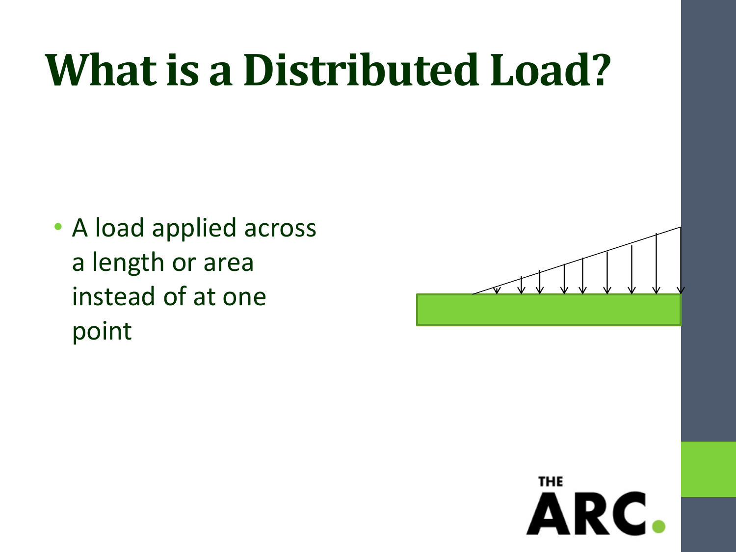# What is a Distributed Load?

- A load applied across a length or area instead of at one point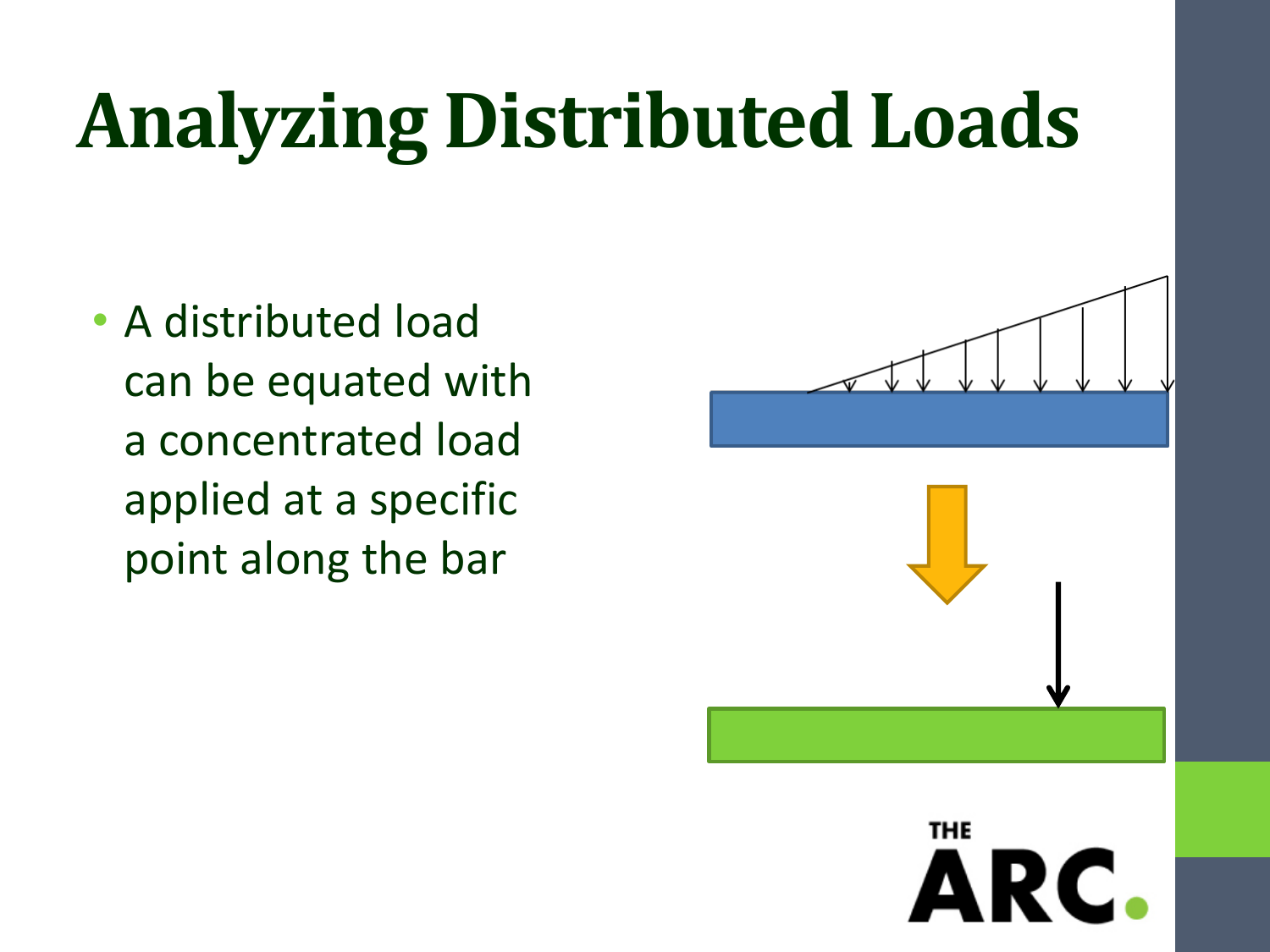# Analyzing Distributed Loads

- A distributed load can be equated with a concentrated load applied at a specific point along the bar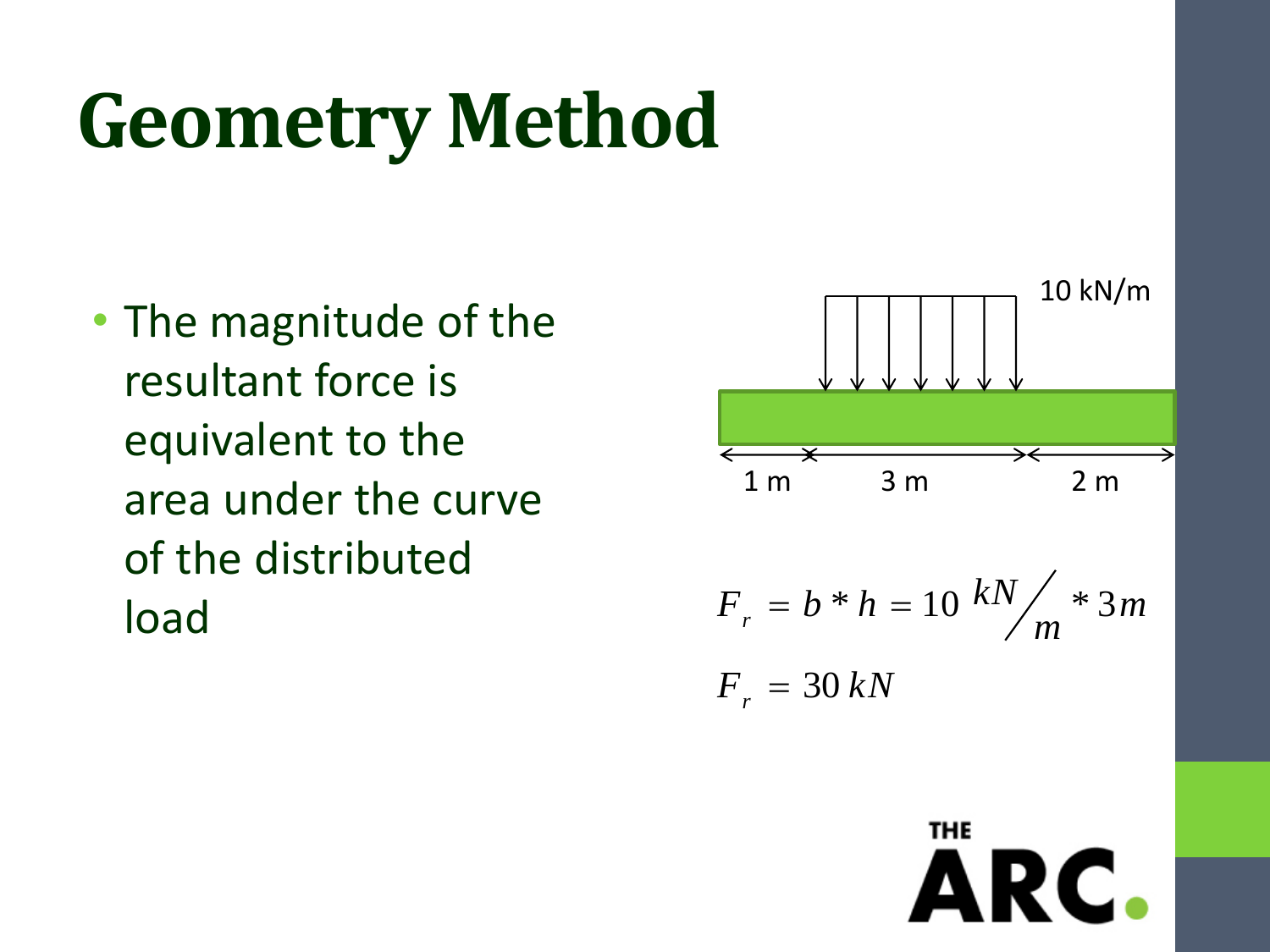# Geometry Method

- The magnitude of the resultant force is equivalent to the area under the curve of the distributed load

10 kN/m

1 m 3 m 2 m

$$F_r = b * h = 10 \, {kN}/{m} * 3m$$

$$F_r = 30 \, kN$$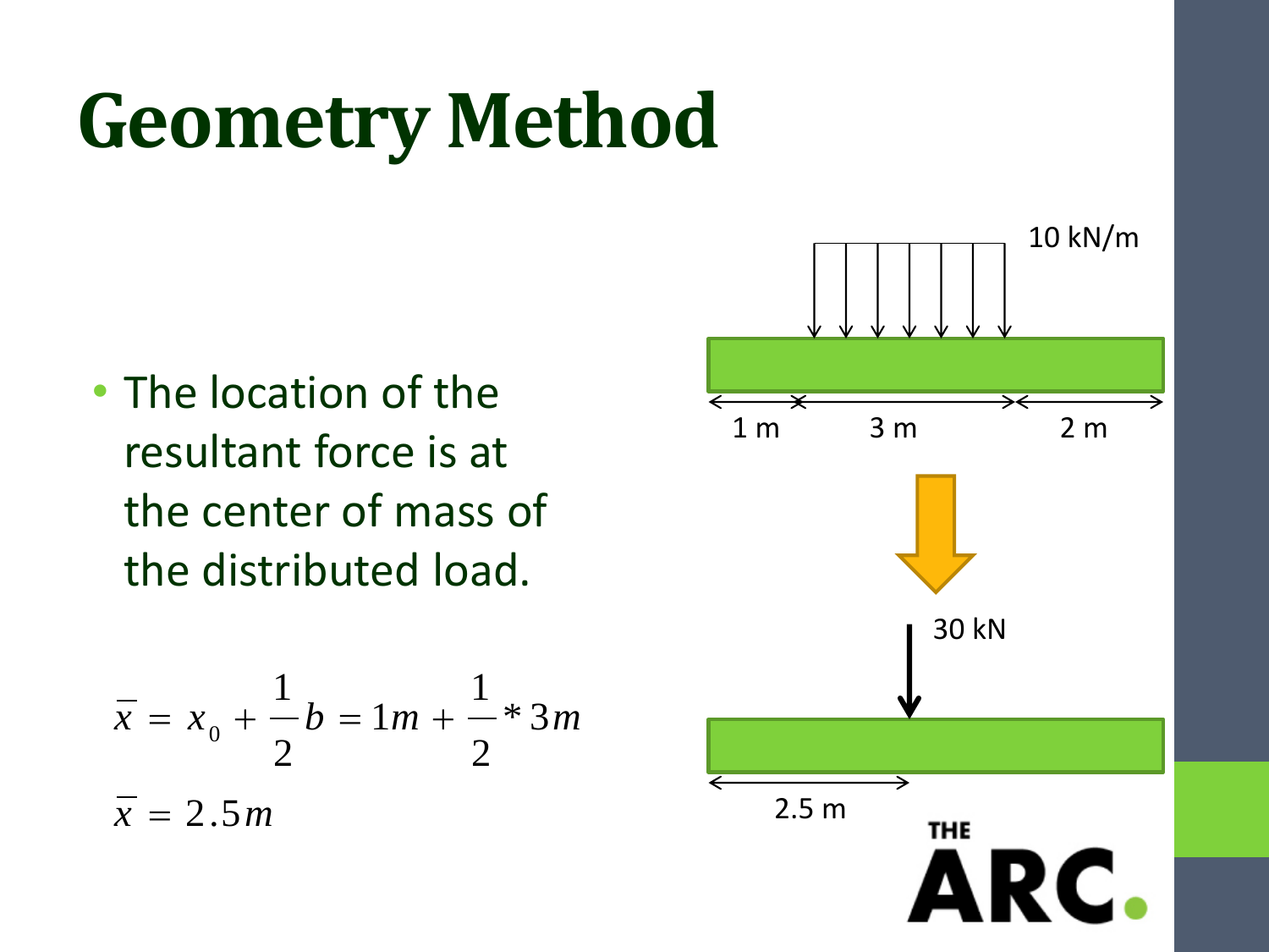# Geometry Method

- The location of the resultant force is at the center of mass of the distributed load.

$$\bar{x} = x_0 + \frac{1}{2}b = 1m + \frac{1}{2} * 3m$$

$$\bar{x} = 2.5m$$

10 kN/m

1 m    3 m    2 m

30 kN

2.5 m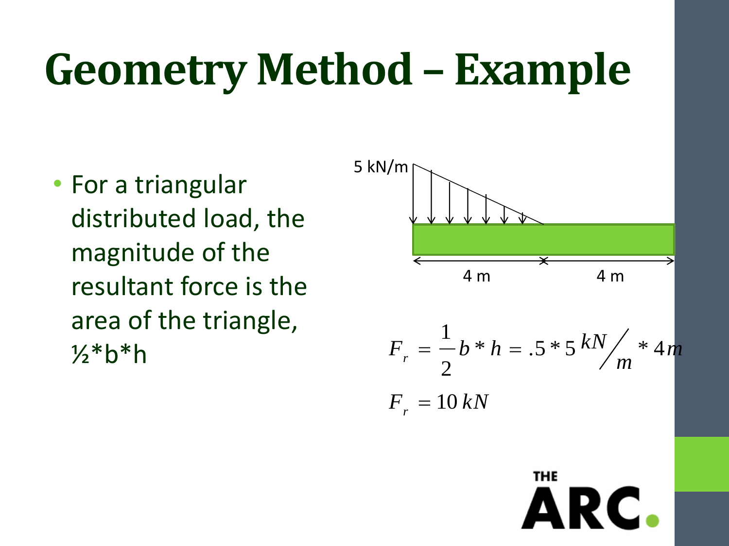# Geometry Method – Example

- For a triangular distributed load, the magnitude of the resultant force is the area of the triangle, ½*b*h

5 kN/m

4 m 4 m

$$F_r = \frac{1}{2} b * h = .5 * 5 \, kN/m * 4m$$

$$F_r = 10 \, kN$$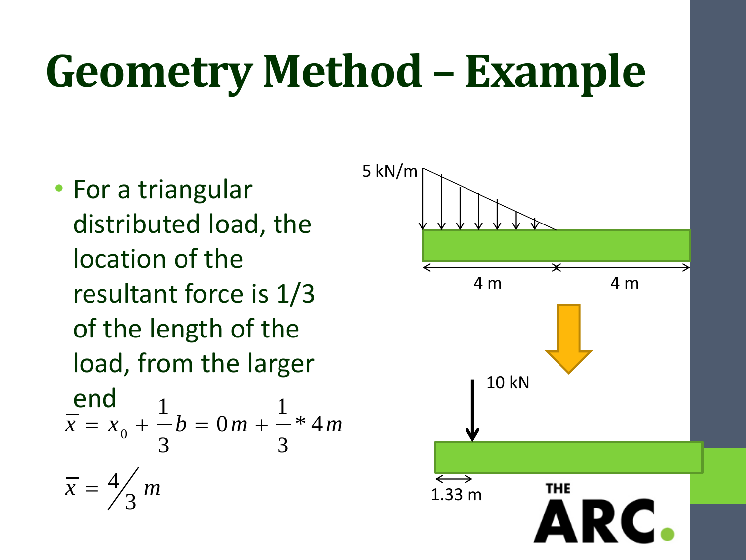# Geometry Method – Example

- For a triangular distributed load, the location of the resultant force is 1/3 of the length of the load, from the larger end

$$\bar{x} = x_0 + \frac{1}{3}b = 0m + \frac{1}{3} * 4m$$

$$\bar{x} = {}^{4}\!/_{3}\, m$$

5 kN/m

4 m

4 m

10 kN

1.33 m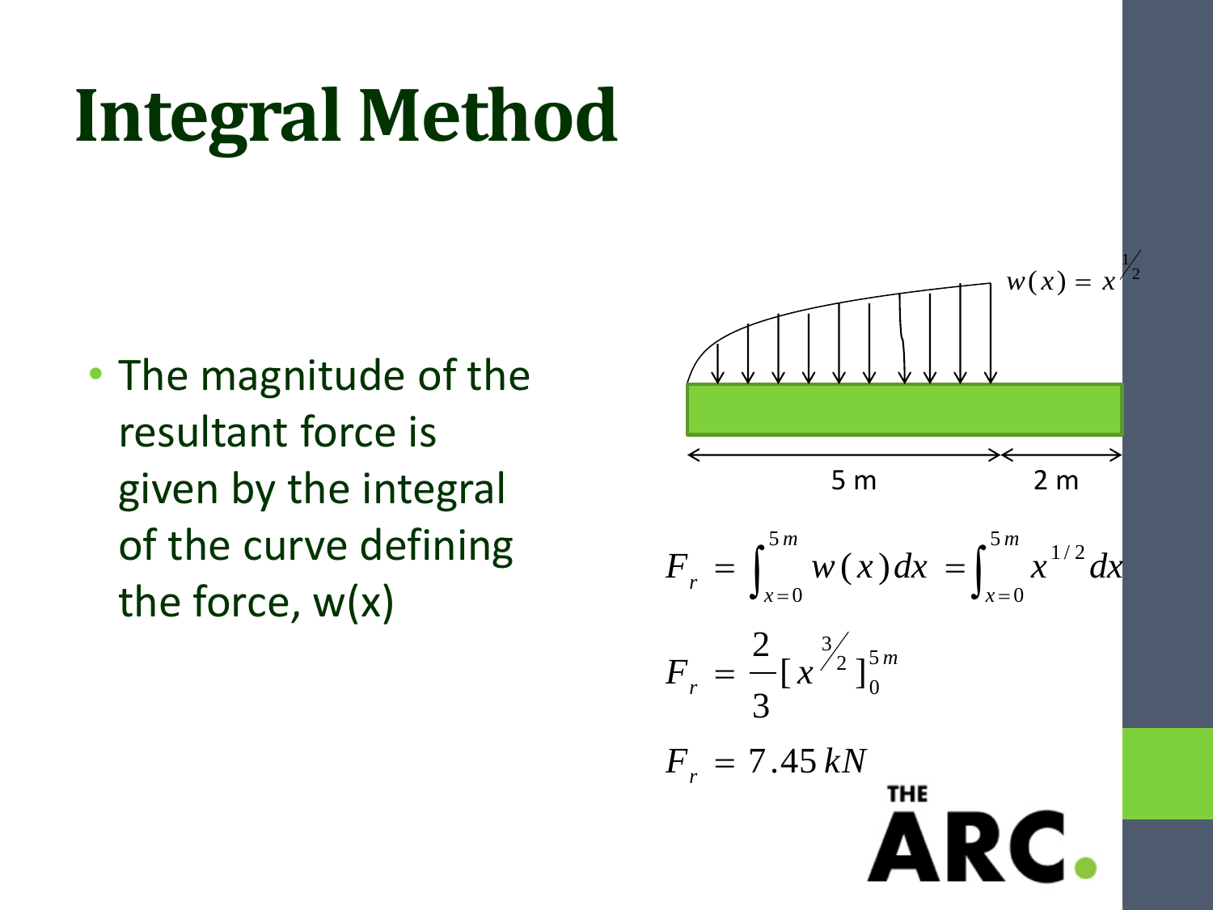# Integral Method

- The magnitude of the resultant force is given by the integral of the curve defining the force, w(x)

$w(x) = x^{1/2}$

5 m    2 m

$$F_r = \int_{x=0}^{5m} w(x)dx = \int_{x=0}^{5m} x^{1/2} dx$$

$$F_r = \frac{2}{3}[x^{3/2}]_0^{5m}$$

$$F_r = 7.45\,kN$$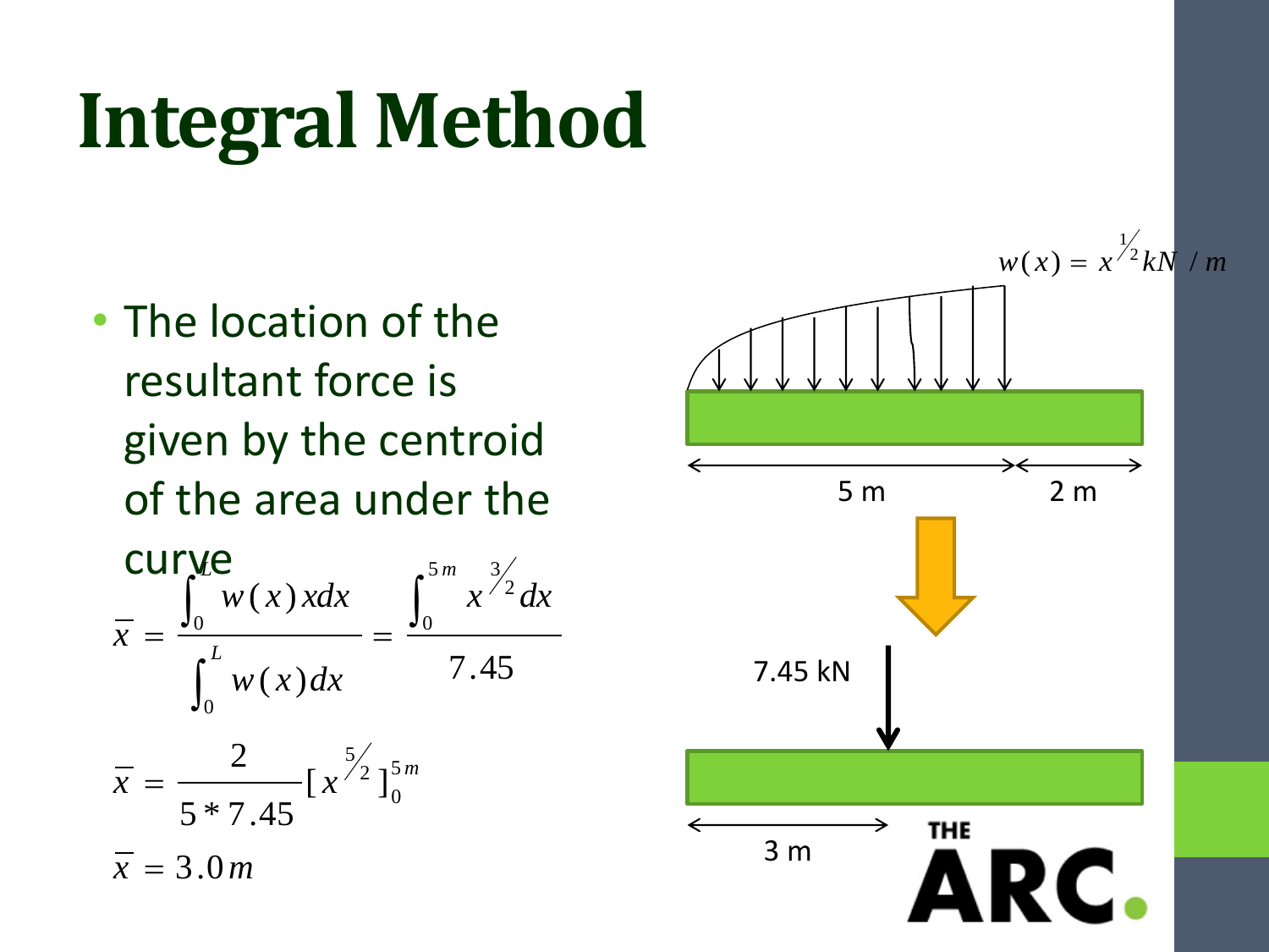# Integral Method

- The location of the resultant force is given by the centroid of the area under the curve

$$\bar{x} = \frac{\int_0^L w(x)x\,dx}{\int_0^L w(x)\,dx} = \frac{\int_0^{5m} x^{3/2}\,dx}{7.45}$$

$$\bar{x} = \frac{2}{5 * 7.45}[x^{5/2}]_0^{5m}$$

$$\bar{x} = 3.0\,m$$

$w(x) = x^{1/2}\,kN/m$

5 m

2 m

7.45 kN

3 m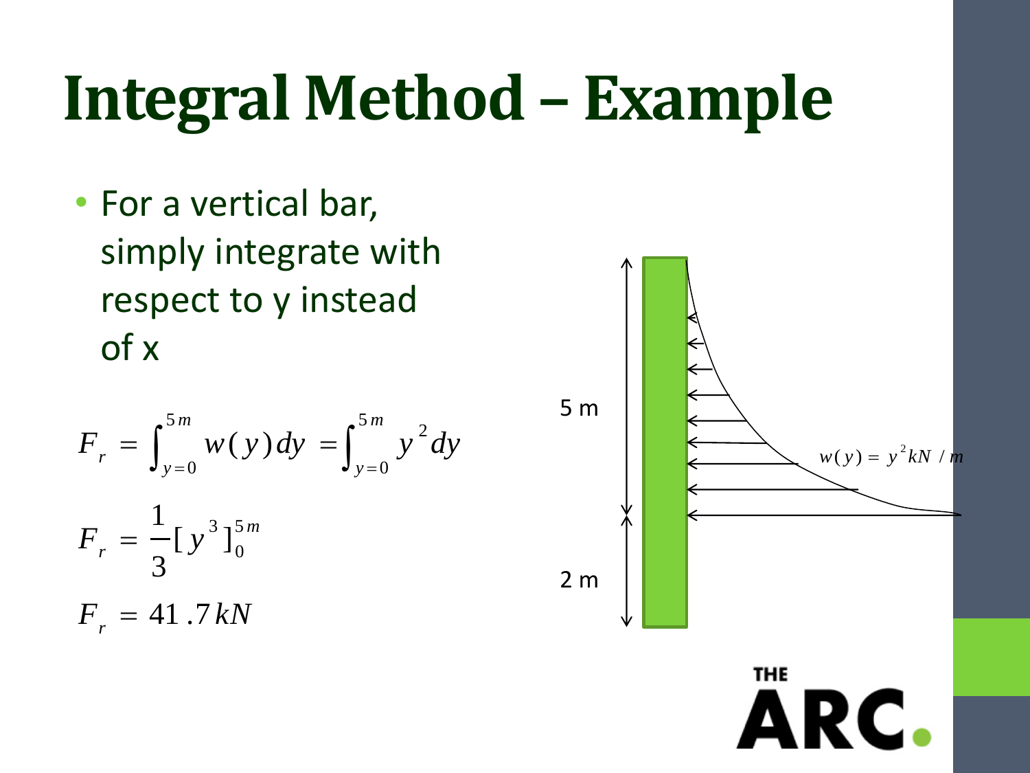# Integral Method – Example

- For a vertical bar, simply integrate with respect to y instead of x

$$F_r = \int_{y=0}^{5m} w(y)dy = \int_{y=0}^{5m} y^2 dy$$

$$F_r = \frac{1}{3}[y^3]_0^{5m}$$

$$F_r = 41.7 kN$$

5 m

2 m

$w(y) = y^2 kN/m$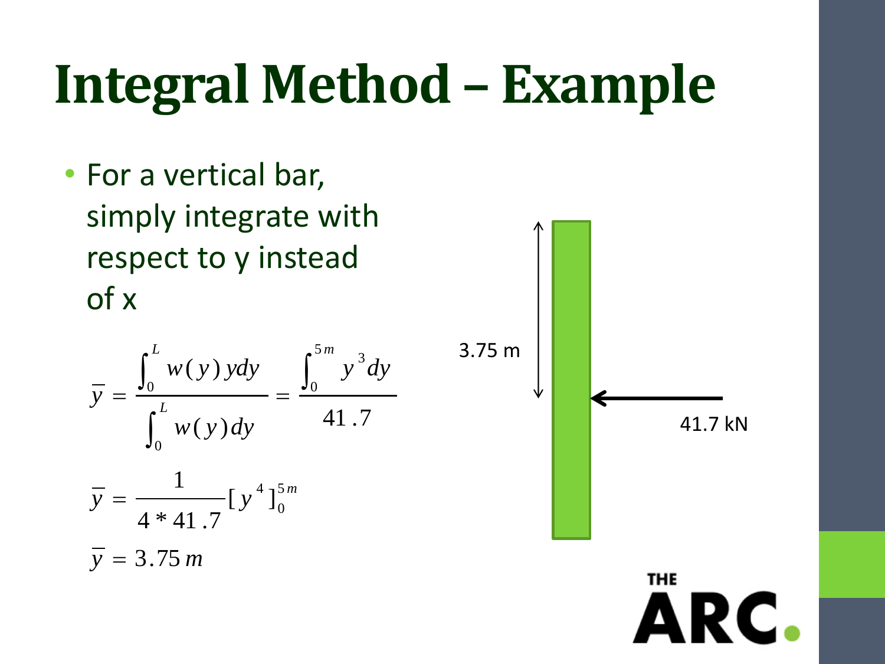# Integral Method – Example

- For a vertical bar, simply integrate with respect to y instead of x

$$\bar{y} = \frac{\int_0^L w(y)\,y\,dy}{\int_0^L w(y)\,dy} = \frac{\int_0^{5m} y^3\,dy}{41.7}$$

$$\bar{y} = \frac{1}{4 * 41.7}[y^4]_0^{5m}$$

$$\bar{y} = 3.75\,m$$

3.75 m

41.7 kN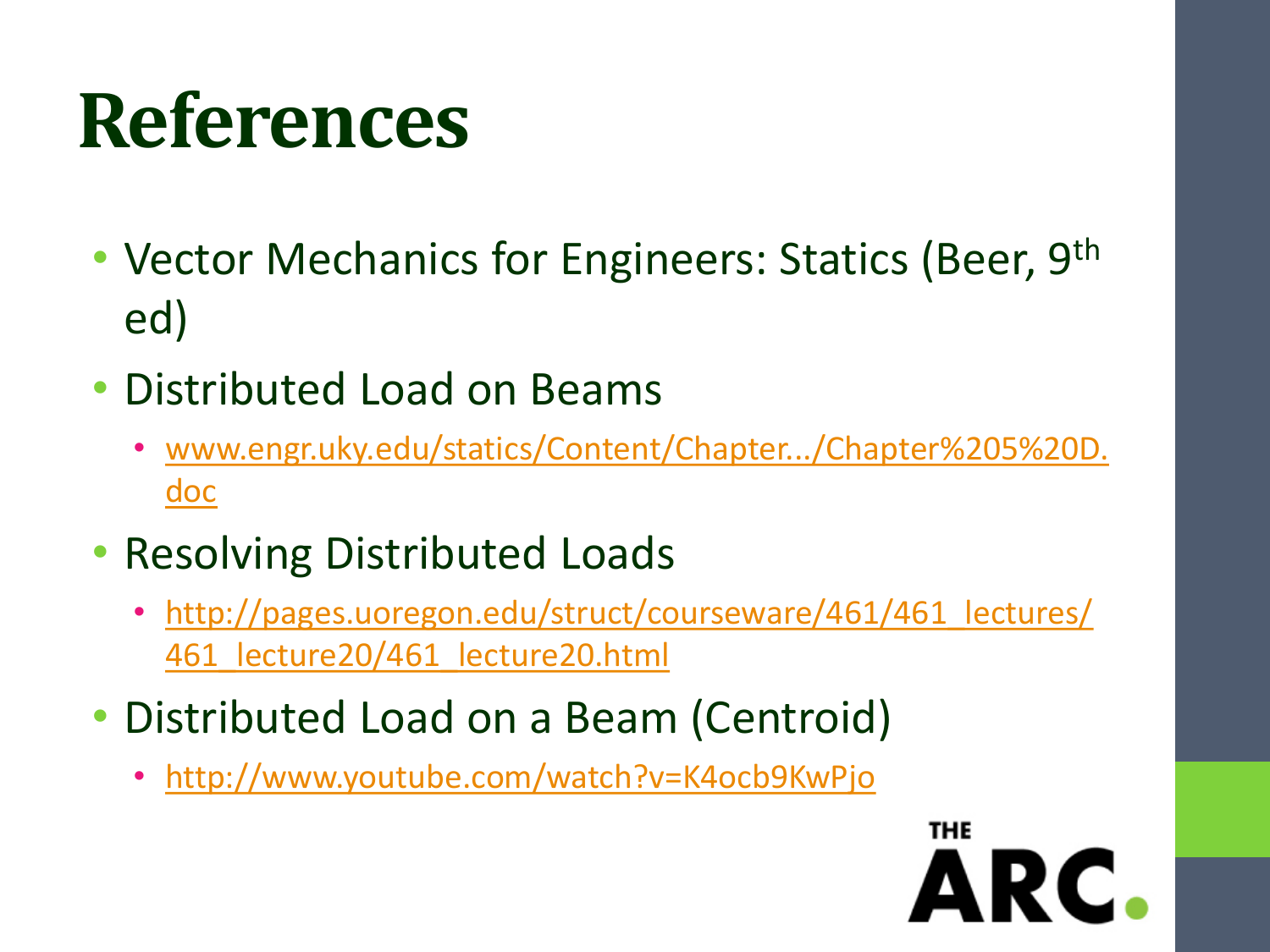# References

- Vector Mechanics for Engineers: Statics (Beer, 9th ed)
- Distributed Load on Beams
  - www.engr.uky.edu/statics/Content/Chapter.../Chapter%205%20D.doc
- Resolving Distributed Loads
  - http://pages.uoregon.edu/struct/courseware/461/461_lectures/461_lecture20/461_lecture20.html
- Distributed Load on a Beam (Centroid)
  - http://www.youtube.com/watch?v=K4ocb9KwPjo

THE ARC.